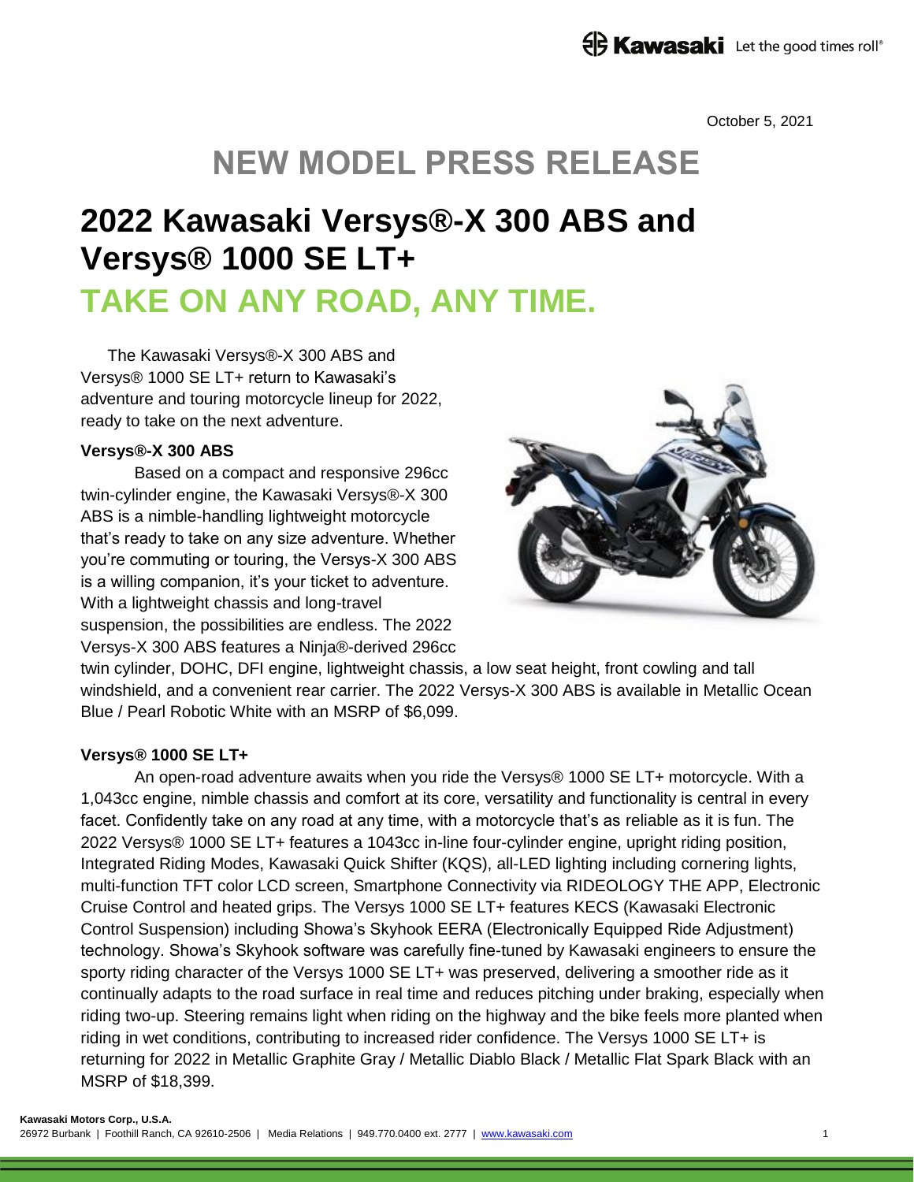October 5, 2021

# NEW MODEL PRESS RELEASE

# 2022 Kawasaki Versys®-X 300 ABS and Versys® 1000 SE LT+

## TAKE ON ANY ROAD, ANY TIME.

The Kawasaki Versys®-X 300 ABS and Versys® 1000 SE LT+ return to Kawasaki's adventure and touring motorcycle lineup for 2022, ready to take on the next adventure.

**Versys®-X 300 ABS**

Based on a compact and responsive 296cc twin-cylinder engine, the Kawasaki Versys®-X 300 ABS is a nimble-handling lightweight motorcycle that's ready to take on any size adventure. Whether you're commuting or touring, the Versys-X 300 ABS is a willing companion, it's your ticket to adventure. With a lightweight chassis and long-travel suspension, the possibilities are endless. The 2022 Versys-X 300 ABS features a Ninja®-derived 296cc twin cylinder, DOHC, DFI engine, lightweight chassis, a low seat height, front cowling and tall windshield, and a convenient rear carrier. The 2022 Versys-X 300 ABS is available in Metallic Ocean Blue / Pearl Robotic White with an MSRP of $6,099.

**Versys® 1000 SE LT+**

An open-road adventure awaits when you ride the Versys® 1000 SE LT+ motorcycle. With a 1,043cc engine, nimble chassis and comfort at its core, versatility and functionality is central in every facet. Confidently take on any road at any time, with a motorcycle that's as reliable as it is fun. The 2022 Versys® 1000 SE LT+ features a 1043cc in-line four-cylinder engine, upright riding position, Integrated Riding Modes, Kawasaki Quick Shifter (KQS), all-LED lighting including cornering lights, multi-function TFT color LCD screen, Smartphone Connectivity via RIDEOLOGY THE APP, Electronic Cruise Control and heated grips. The Versys 1000 SE LT+ features KECS (Kawasaki Electronic Control Suspension) including Showa's Skyhook EERA (Electronically Equipped Ride Adjustment) technology. Showa's Skyhook software was carefully fine-tuned by Kawasaki engineers to ensure the sporty riding character of the Versys 1000 SE LT+ was preserved, delivering a smoother ride as it continually adapts to the road surface in real time and reduces pitching under braking, especially when riding two-up. Steering remains light when riding on the highway and the bike feels more planted when riding in wet conditions, contributing to increased rider confidence. The Versys 1000 SE LT+ is returning for 2022 in Metallic Graphite Gray / Metallic Diablo Black / Metallic Flat Spark Black with an MSRP of $18,399.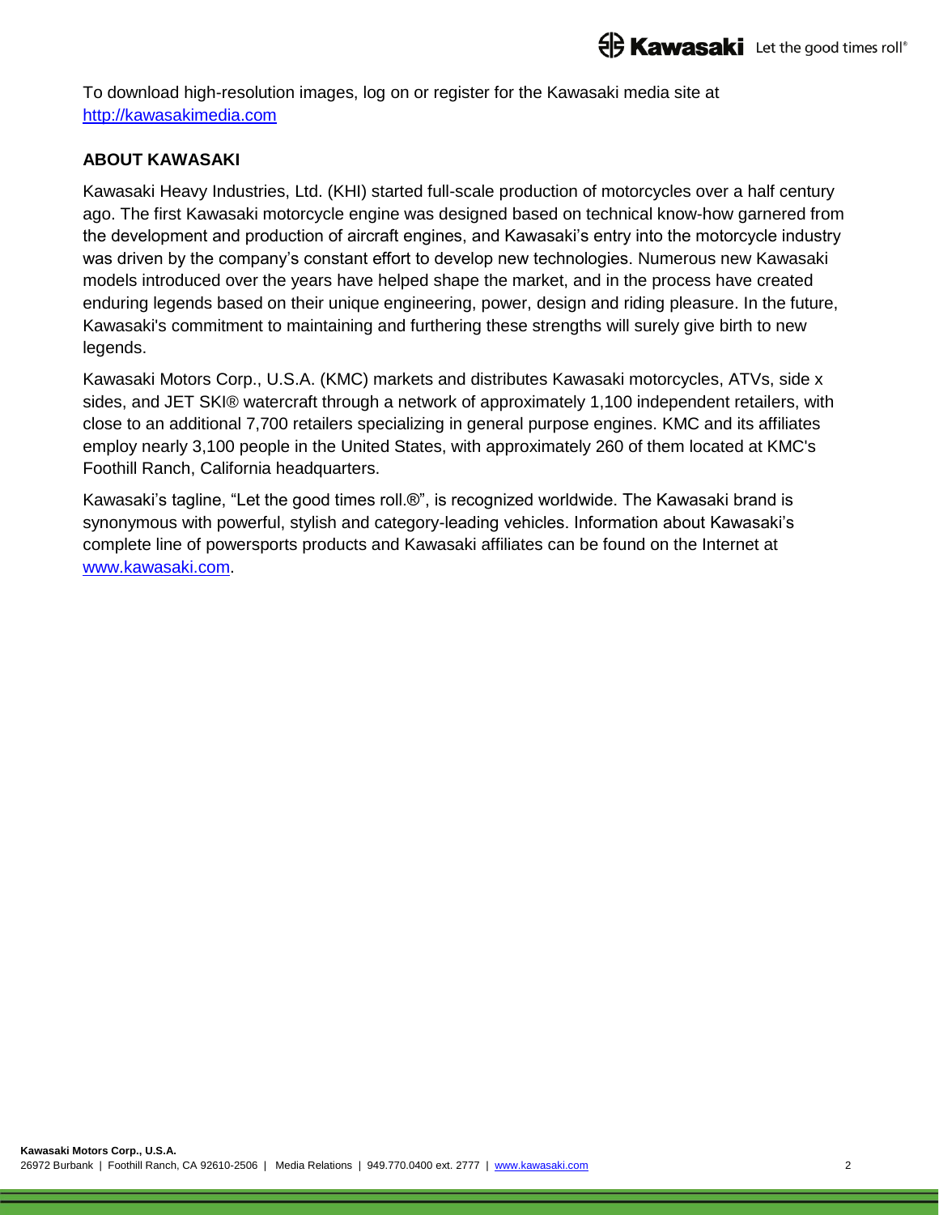To download high-resolution images, log on or register for the Kawasaki media site at [http://kawasakimedia.com](http://kawasakimedia.com)

## ABOUT KAWASAKI

Kawasaki Heavy Industries, Ltd. (KHI) started full-scale production of motorcycles over a half century ago. The first Kawasaki motorcycle engine was designed based on technical know-how garnered from the development and production of aircraft engines, and Kawasaki's entry into the motorcycle industry was driven by the company's constant effort to develop new technologies. Numerous new Kawasaki models introduced over the years have helped shape the market, and in the process have created enduring legends based on their unique engineering, power, design and riding pleasure. In the future, Kawasaki's commitment to maintaining and furthering these strengths will surely give birth to new legends.

Kawasaki Motors Corp., U.S.A. (KMC) markets and distributes Kawasaki motorcycles, ATVs, side x sides, and JET SKI® watercraft through a network of approximately 1,100 independent retailers, with close to an additional 7,700 retailers specializing in general purpose engines. KMC and its affiliates employ nearly 3,100 people in the United States, with approximately 260 of them located at KMC's Foothill Ranch, California headquarters.

Kawasaki's tagline, "Let the good times roll.®", is recognized worldwide. The Kawasaki brand is synonymous with powerful, stylish and category-leading vehicles. Information about Kawasaki's complete line of powersports products and Kawasaki affiliates can be found on the Internet at [www.kawasaki.com](www.kawasaki.com).

**Kawasaki Motors Corp., U.S.A.**
26972 Burbank | Foothill Ranch, CA 92610-2506 | Media Relations | 949.770.0400 ext. 2777 | www.kawasaki.com